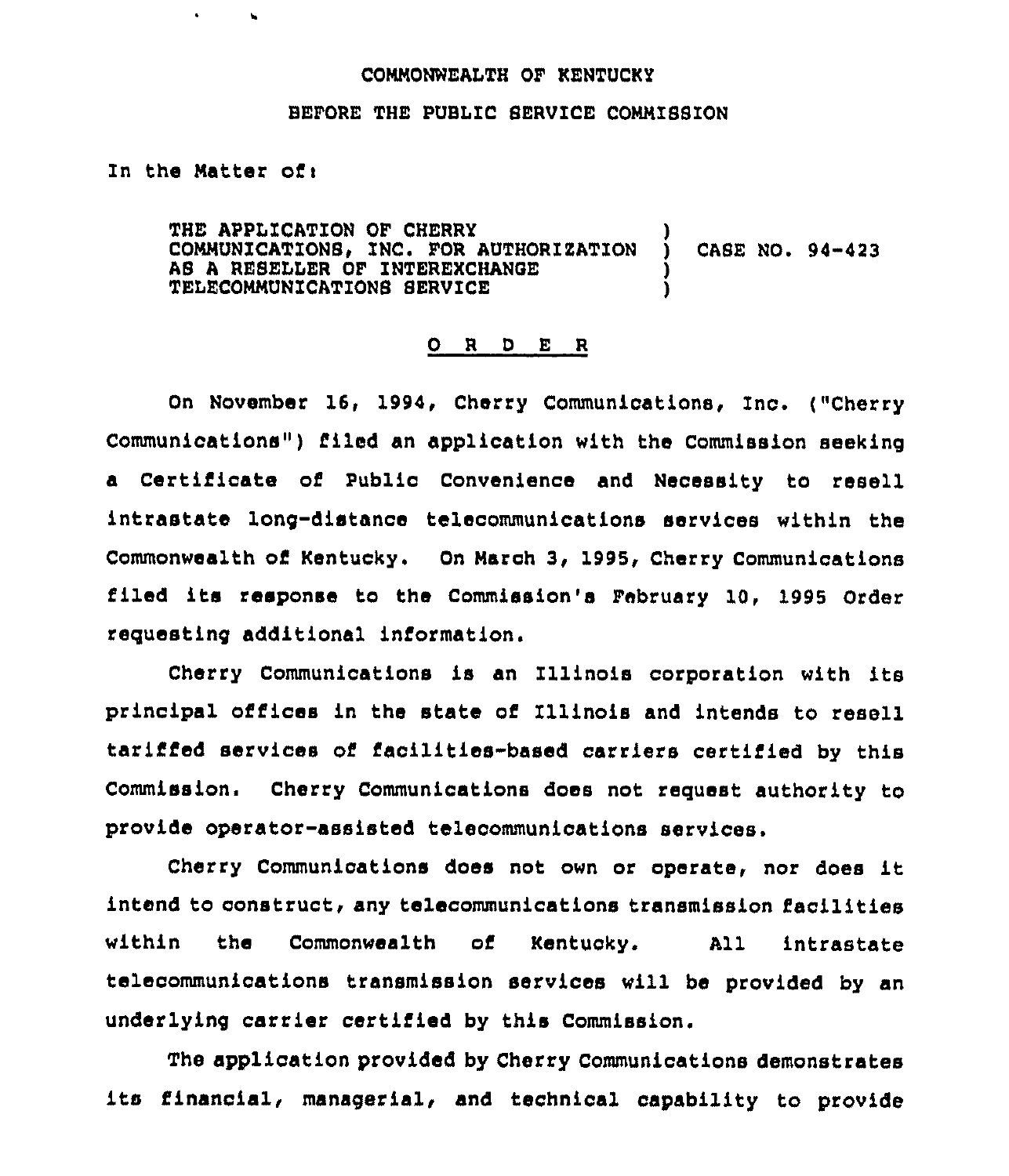COMMONWEALTH OF KENTUCKY

BEFORE THE PUBLIC SERVICE COMMISSION

In the Matter of:

THE APPLICATION OF CHERRY COMMUNICATIONS, INC. FOR AUTHORIZATION AS A RESELLER OF INTEREXCHANGE TELECOMMUNICATIONS SERVICE ) CASE NO. 94-423

## O R D E R

On November 16, 1994, Cherry Communications, Inc. ("Cherry Communications") filed an application with the Commission seeking a Certificate of Public Convenience and Necessity to resell intrastate long-distance telecommunications services within the Commonwealth of Kentucky. On March 3, 1995, Cherry Communications filed its response to the Commission's February 10, 1995 Order requesting additional information.

Cherry Communications is an Illinois corporation with its principal offices in the state of Illinois and intends to resell tariffed services of facilities-based carriers certified by this Commission. Cherry Communications does not request authority to provide operator-assisted telecommunications services.

Cherry Communications does not own or operate, nor does it intend to construct, any telecommunications transmission facilities within the Commonwealth of Kentucky. All intrastate telecommunications transmission services will be provided by an underlying carrier certified by this Commission.

The application provided by Cherry Communications demonstrates its financial, managerial, and technical capability to provide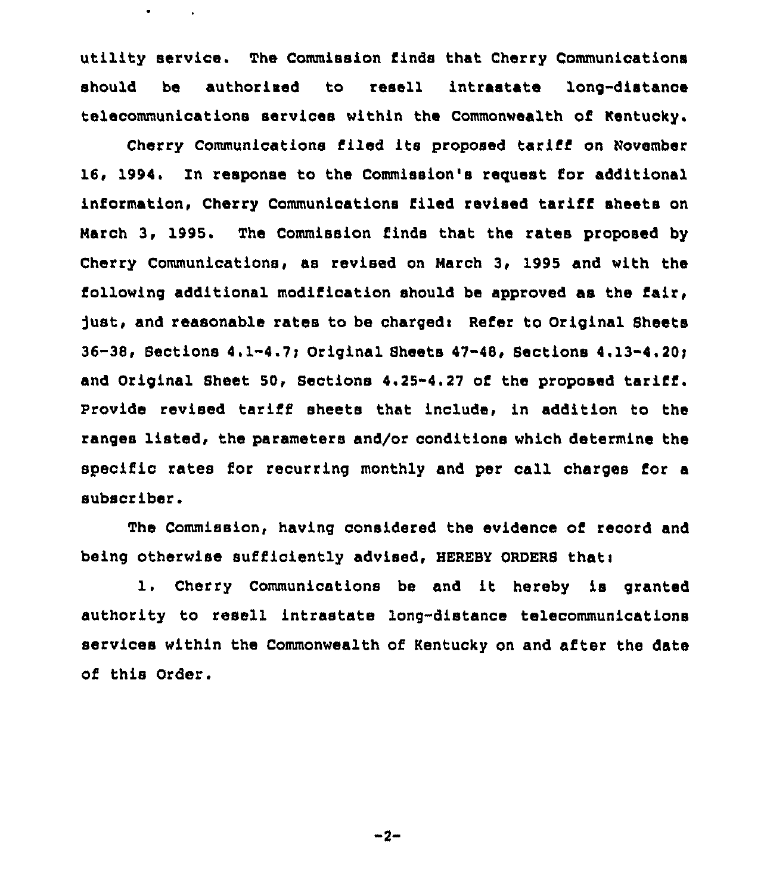utility service. The Commission finds that Cherry Communications should be authorized to resell intrastate long-distance telecommunications services within the Commonwealth of Kentucky.

Cherry Communications filed its proposed tariff on November 16, 1994. In response to the Commission's request for additional information, Cherry Communications filed revised tariff sheets on March 3, 1995. The Commission finds that the rates proposed by Cherry Communications, as revised on March 3, 1995 and with the following additional modification should be approved as the fair, just, and reasonable rates to be charged: Refer to Original Sheets 36-38, Sections 4.1-4.7; Original Sheets 47-48, Sections 4.13-4.20; and Original Sheet 50, Sections 4.25-4.27 of the proposed tariff. Provide revised tariff sheets that include, in addition to the ranges listed, the parameters and/or conditions which determine the specific rates for recurring monthly and per call charges for a subscriber.

The Commission, having considered the evidence of record and being otherwise sufficiently advised, HEREBY ORDERS that:

1. Cherry Communications be and it hereby is granted authority to resell intrastate long-distance telecommunications services within the Commonwealth of Kentucky on and after the date of this Order.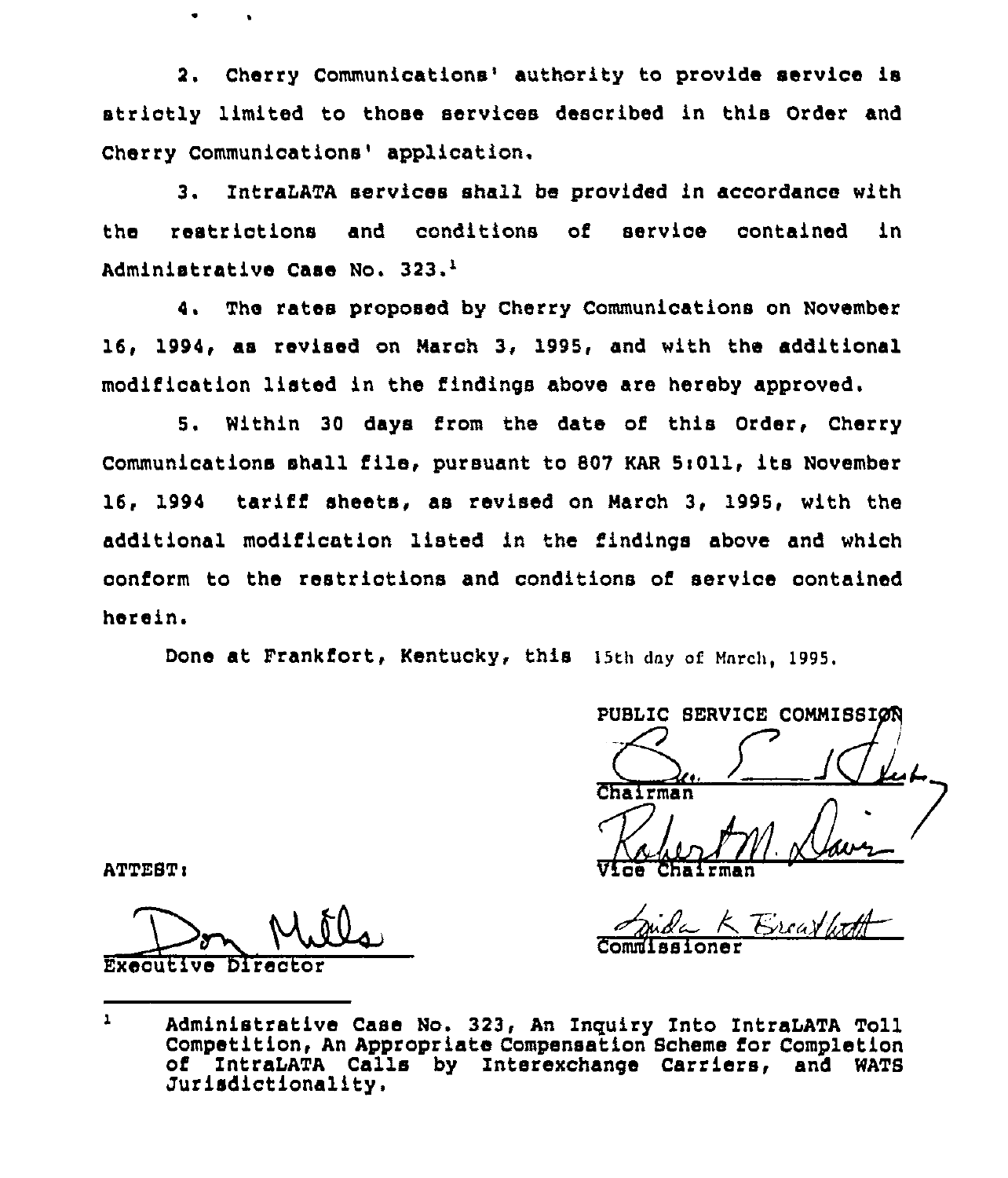2. Cherry Communications' authority to provide service is strictly limited to those services described in this Order and Cherry Communications' application.

3. IntraLATA services shall be provided in accordance with the restrictions and conditions of service contained in Administrative Case No. 323.[1]

4. The rates proposed by Cherry Communications on November 16, 1994, as revised on March 3, 1995, and with the additional modification listed in the findings above are hereby approved.

5. Within 30 days from the date of this Order, Cherry Communications shall file, pursuant to 807 KAR 5:011, its November 16, 1994 tariff sheets, as revised on March 3, 1995, with the additional modification listed in the findings above and which conform to the restrictions and conditions of service contained herein.

Done at Frankfort, Kentucky, this 15th day of March, 1995.

PUBLIC SERVICE COMMISSION

Chairman

Vice Chairman

Commissioner

ATTEST:

Executive Director

---

[1] Administrative Case No. 323, An Inquiry Into IntraLATA Toll Competition, An Appropriate Compensation Scheme for Completion of IntraLATA Calls by Interexchange Carriers, and WATS Jurisdictionality.